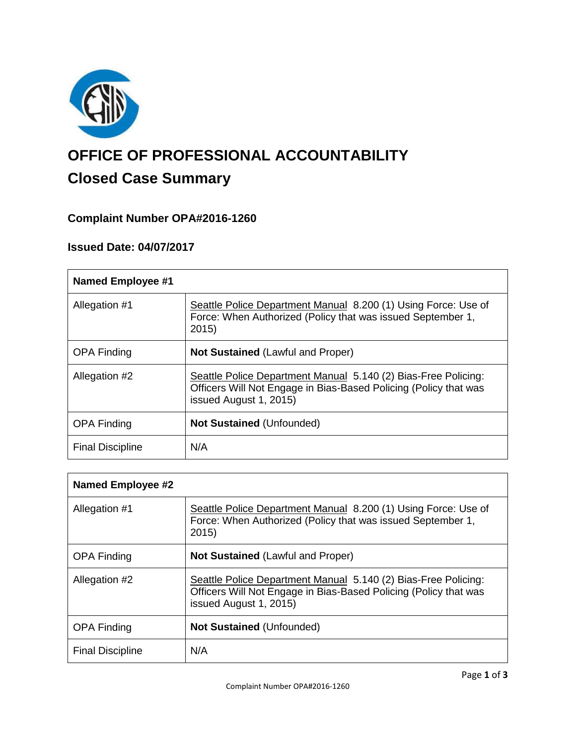# OFFICE OF PROFESSIONAL ACCOUNTABILITY

## Closed Case Summary

### Complaint Number OPA#2016-1260

### Issued Date: 04/07/2017

| **Named Employee #1** | |
|---|---|
| Allegation #1 | Seattle Police Department Manual 8.200 (1) Using Force: Use of Force: When Authorized (Policy that was issued September 1, 2015) |
| OPA Finding | **Not Sustained** (Lawful and Proper) |
| Allegation #2 | Seattle Police Department Manual 5.140 (2) Bias-Free Policing: Officers Will Not Engage in Bias-Based Policing (Policy that was issued August 1, 2015) |
| OPA Finding | **Not Sustained** (Unfounded) |
| Final Discipline | N/A |

| **Named Employee #2** | |
|---|---|
| Allegation #1 | Seattle Police Department Manual 8.200 (1) Using Force: Use of Force: When Authorized (Policy that was issued September 1, 2015) |
| OPA Finding | **Not Sustained** (Lawful and Proper) |
| Allegation #2 | Seattle Police Department Manual 5.140 (2) Bias-Free Policing: Officers Will Not Engage in Bias-Based Policing (Policy that was issued August 1, 2015) |
| OPA Finding | **Not Sustained** (Unfounded) |
| Final Discipline | N/A |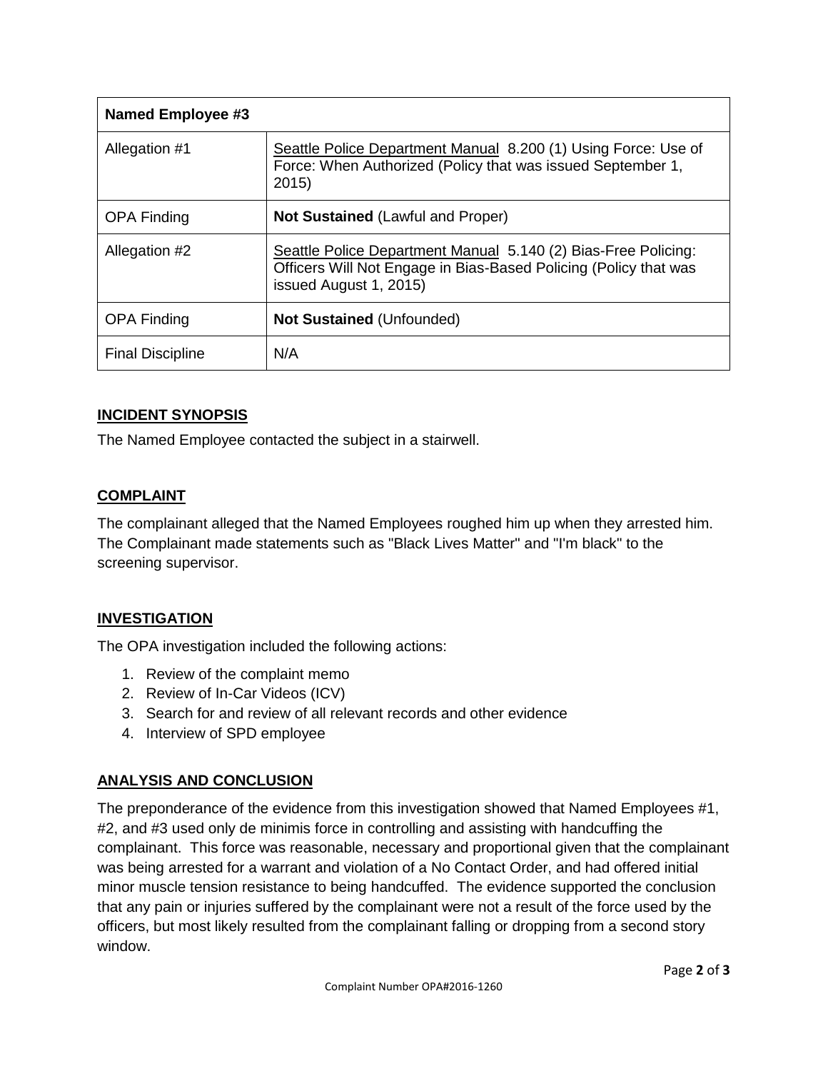| Named Employee #3 | |
|---|---|
| Allegation #1 | Seattle Police Department Manual 8.200 (1) Using Force: Use of Force: When Authorized (Policy that was issued September 1, 2015) |
| OPA Finding | **Not Sustained** (Lawful and Proper) |
| Allegation #2 | Seattle Police Department Manual 5.140 (2) Bias-Free Policing: Officers Will Not Engage in Bias-Based Policing (Policy that was issued August 1, 2015) |
| OPA Finding | **Not Sustained** (Unfounded) |
| Final Discipline | N/A |

## INCIDENT SYNOPSIS

The Named Employee contacted the subject in a stairwell.

## COMPLAINT

The complainant alleged that the Named Employees roughed him up when they arrested him. The Complainant made statements such as "Black Lives Matter" and "I'm black" to the screening supervisor.

## INVESTIGATION

The OPA investigation included the following actions:

1. Review of the complaint memo
2. Review of In-Car Videos (ICV)
3. Search for and review of all relevant records and other evidence
4. Interview of SPD employee

## ANALYSIS AND CONCLUSION

The preponderance of the evidence from this investigation showed that Named Employees #1, #2, and #3 used only de minimis force in controlling and assisting with handcuffing the complainant. This force was reasonable, necessary and proportional given that the complainant was being arrested for a warrant and violation of a No Contact Order, and had offered initial minor muscle tension resistance to being handcuffed. The evidence supported the conclusion that any pain or injuries suffered by the complainant were not a result of the force used by the officers, but most likely resulted from the complainant falling or dropping from a second story window.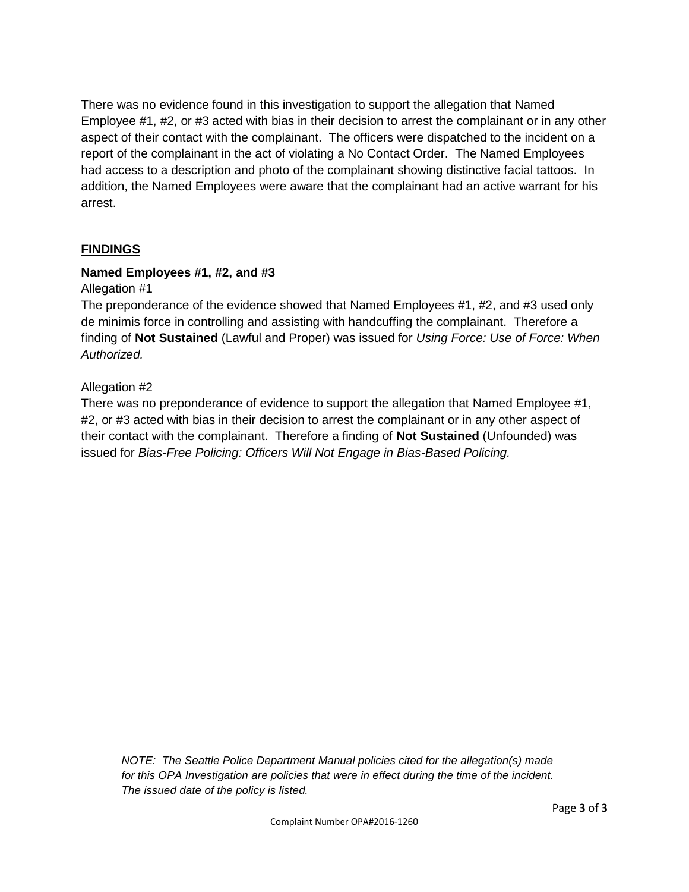There was no evidence found in this investigation to support the allegation that Named Employee #1, #2, or #3 acted with bias in their decision to arrest the complainant or in any other aspect of their contact with the complainant. The officers were dispatched to the incident on a report of the complainant in the act of violating a No Contact Order. The Named Employees had access to a description and photo of the complainant showing distinctive facial tattoos. In addition, the Named Employees were aware that the complainant had an active warrant for his arrest.

## FINDINGS

**Named Employees #1, #2, and #3**

Allegation #1

The preponderance of the evidence showed that Named Employees #1, #2, and #3 used only de minimis force in controlling and assisting with handcuffing the complainant. Therefore a finding of **Not Sustained** (Lawful and Proper) was issued for *Using Force: Use of Force: When Authorized.*

Allegation #2

There was no preponderance of evidence to support the allegation that Named Employee #1, #2, or #3 acted with bias in their decision to arrest the complainant or in any other aspect of their contact with the complainant. Therefore a finding of **Not Sustained** (Unfounded) was issued for *Bias-Free Policing: Officers Will Not Engage in Bias-Based Policing.*

*NOTE: The Seattle Police Department Manual policies cited for the allegation(s) made for this OPA Investigation are policies that were in effect during the time of the incident. The issued date of the policy is listed.*

Complaint Number OPA#2016-1260